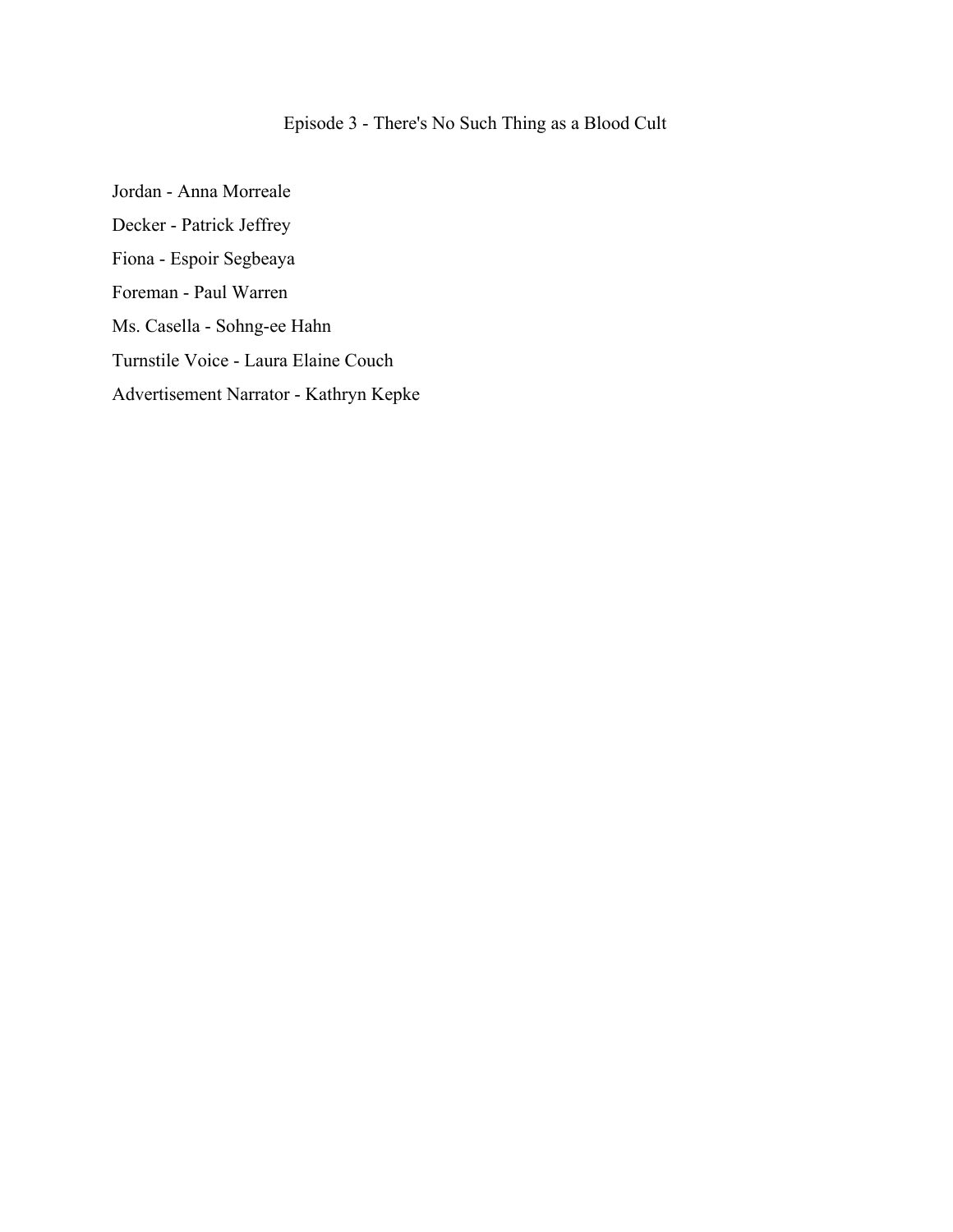# Episode 3 - There's No Such Thing as a Blood Cult

Jordan - Anna Morreale

Decker - Patrick Jeffrey

Fiona - Espoir Segbeaya

Foreman - Paul Warren

Ms. Casella - Sohng-ee Hahn

Turnstile Voice - Laura Elaine Couch

Advertisement Narrator - Kathryn Kepke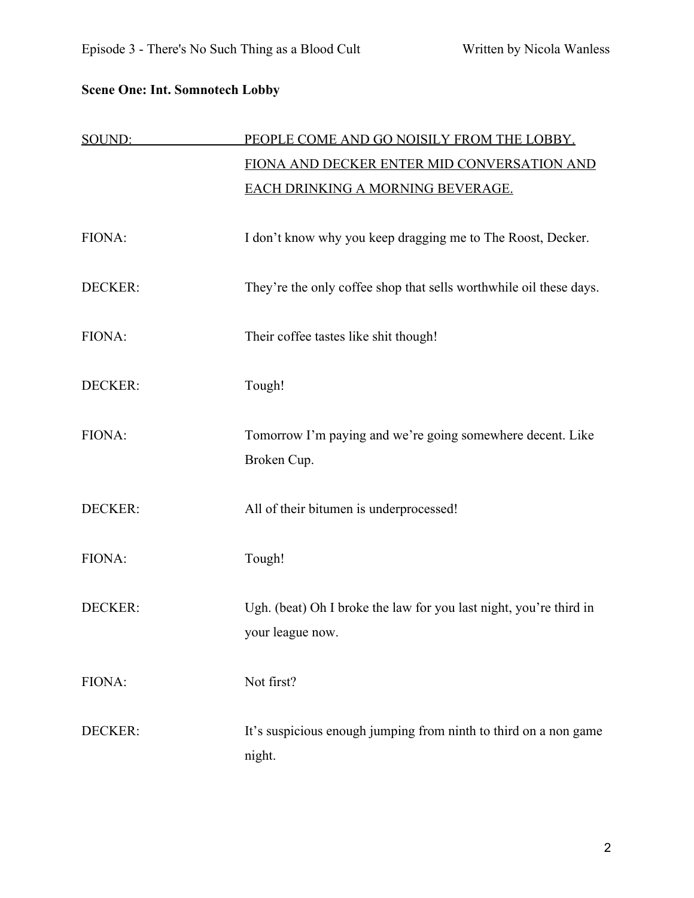**Scene One: Int. Somnotech Lobby**

SOUND: PEOPLE COME AND GO NOISILY FROM THE LOBBY. FIONA AND DECKER ENTER MID CONVERSATION AND EACH DRINKING A MORNING BEVERAGE.

FIONA: I don't know why you keep dragging me to The Roost, Decker.

DECKER: They're the only coffee shop that sells worthwhile oil these days.

FIONA: Their coffee tastes like shit though!

DECKER: Tough!

FIONA: Tomorrow I'm paying and we're going somewhere decent. Like Broken Cup.

DECKER: All of their bitumen is underprocessed!

FIONA: Tough!

DECKER: Ugh. (beat) Oh I broke the law for you last night, you're third in your league now.

FIONA: Not first?

DECKER: It's suspicious enough jumping from ninth to third on a non game night.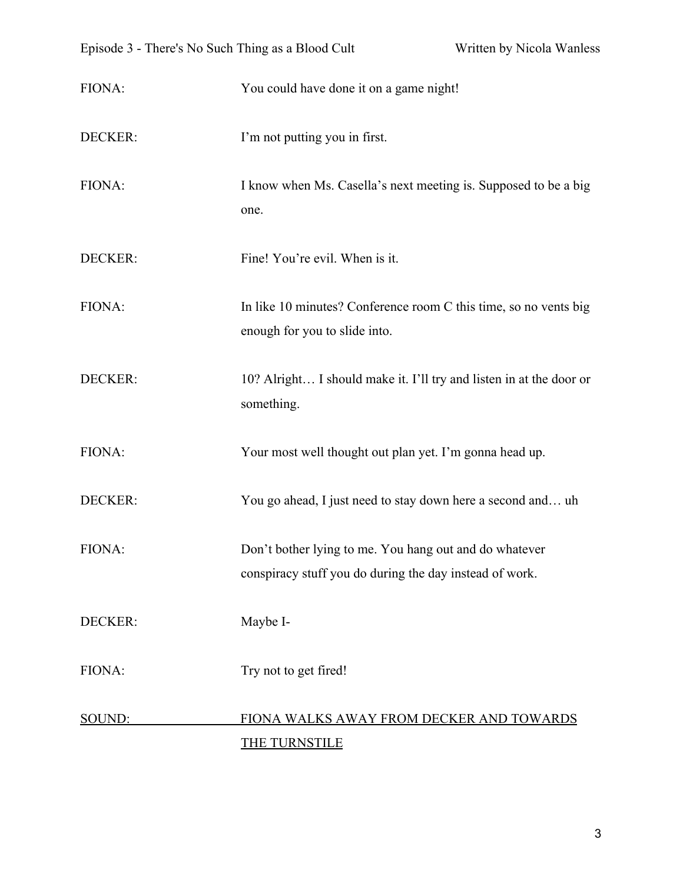FIONA: You could have done it on a game night!

DECKER: I'm not putting you in first.

FIONA: I know when Ms. Casella's next meeting is. Supposed to be a big one.

DECKER: Fine! You're evil. When is it.

FIONA: In like 10 minutes? Conference room C this time, so no vents big enough for you to slide into.

DECKER: 10? Alright… I should make it. I'll try and listen in at the door or something.

FIONA: Your most well thought out plan yet. I'm gonna head up.

DECKER: You go ahead, I just need to stay down here a second and… uh

FIONA: Don't bother lying to me. You hang out and do whatever conspiracy stuff you do during the day instead of work.

DECKER: Maybe I-

FIONA: Try not to get fired!

<u>SOUND: FIONA WALKS AWAY FROM DECKER AND TOWARDS THE TURNSTILE</u>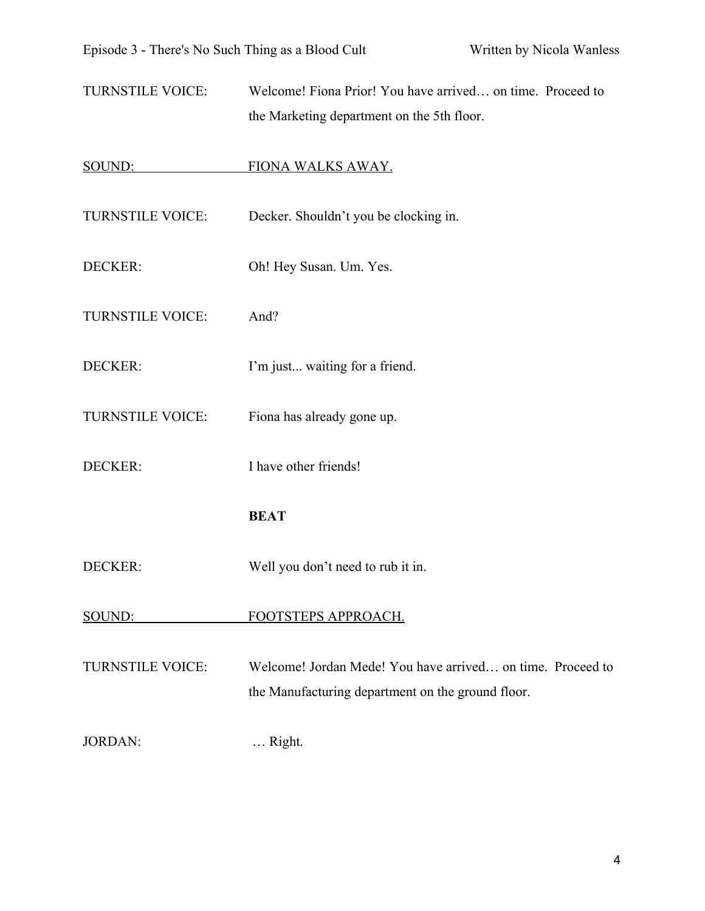TURNSTILE VOICE: Welcome! Fiona Prior! You have arrived… on time. Proceed to the Marketing department on the 5th floor.

<u>SOUND: FIONA WALKS AWAY.</u>

TURNSTILE VOICE: Decker. Shouldn't you be clocking in.

DECKER: Oh! Hey Susan. Um. Yes.

TURNSTILE VOICE: And?

DECKER: I'm just... waiting for a friend.

TURNSTILE VOICE: Fiona has already gone up.

DECKER: I have other friends!

**BEAT**

DECKER: Well you don't need to rub it in.

<u>SOUND: FOOTSTEPS APPROACH.</u>

TURNSTILE VOICE: Welcome! Jordan Mede! You have arrived… on time. Proceed to the Manufacturing department on the ground floor.

JORDAN: … Right.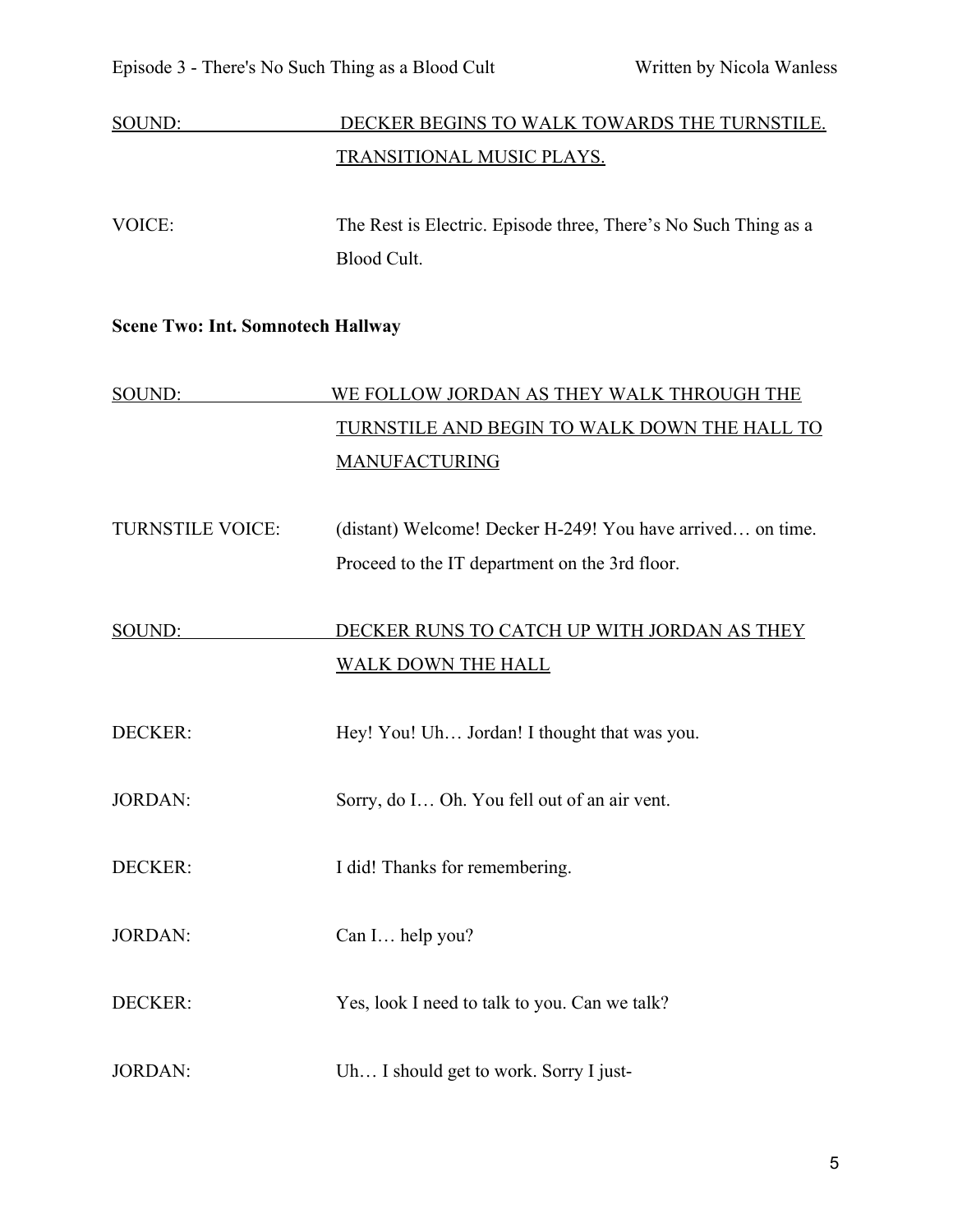SOUND: DECKER BEGINS TO WALK TOWARDS THE TURNSTILE. TRANSITIONAL MUSIC PLAYS.

VOICE: The Rest is Electric. Episode three, There's No Such Thing as a Blood Cult.

**Scene Two: Int. Somnotech Hallway**

SOUND: WE FOLLOW JORDAN AS THEY WALK THROUGH THE TURNSTILE AND BEGIN TO WALK DOWN THE HALL TO MANUFACTURING

TURNSTILE VOICE: (distant) Welcome! Decker H-249! You have arrived… on time. Proceed to the IT department on the 3rd floor.

SOUND: DECKER RUNS TO CATCH UP WITH JORDAN AS THEY WALK DOWN THE HALL

DECKER: Hey! You! Uh… Jordan! I thought that was you.

JORDAN: Sorry, do I… Oh. You fell out of an air vent.

DECKER: I did! Thanks for remembering.

JORDAN: Can I… help you?

DECKER: Yes, look I need to talk to you. Can we talk?

JORDAN: Uh… I should get to work. Sorry I just-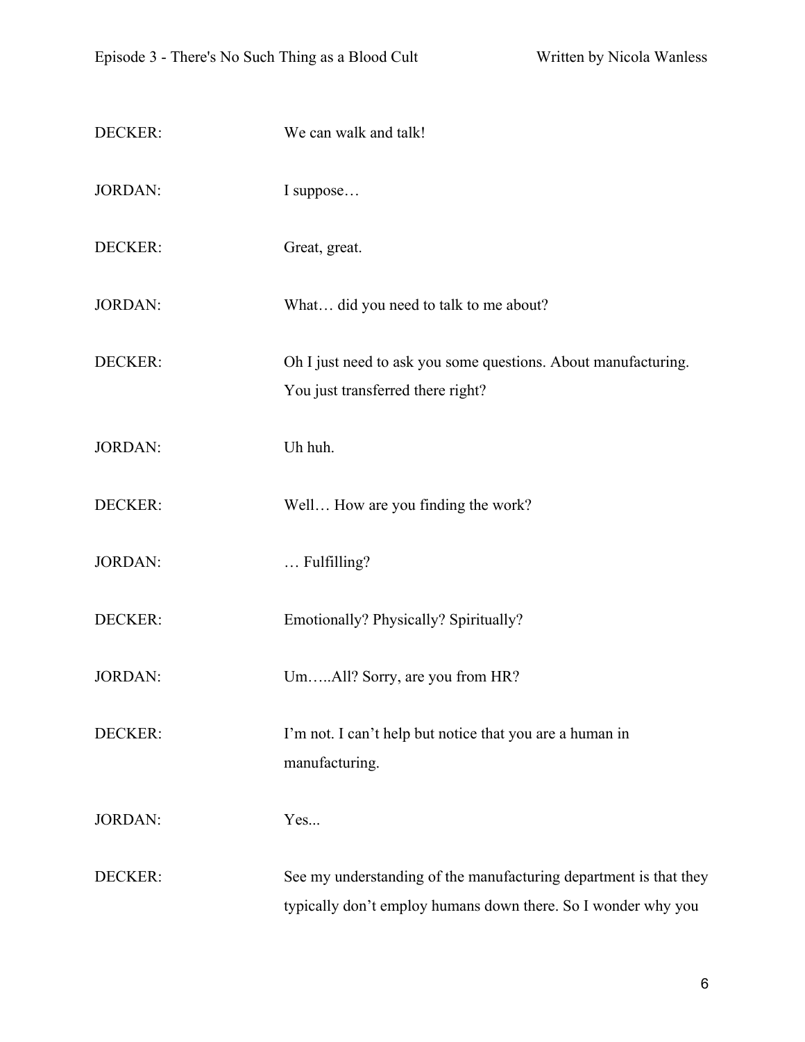DECKER: We can walk and talk!

JORDAN: I suppose…

DECKER: Great, great.

JORDAN: What… did you need to talk to me about?

DECKER: Oh I just need to ask you some questions. About manufacturing. You just transferred there right?

JORDAN: Uh huh.

DECKER: Well… How are you finding the work?

JORDAN: … Fulfilling?

DECKER: Emotionally? Physically? Spiritually?

JORDAN: Um…..All? Sorry, are you from HR?

DECKER: I'm not. I can't help but notice that you are a human in manufacturing.

JORDAN: Yes...

DECKER: See my understanding of the manufacturing department is that they typically don't employ humans down there. So I wonder why you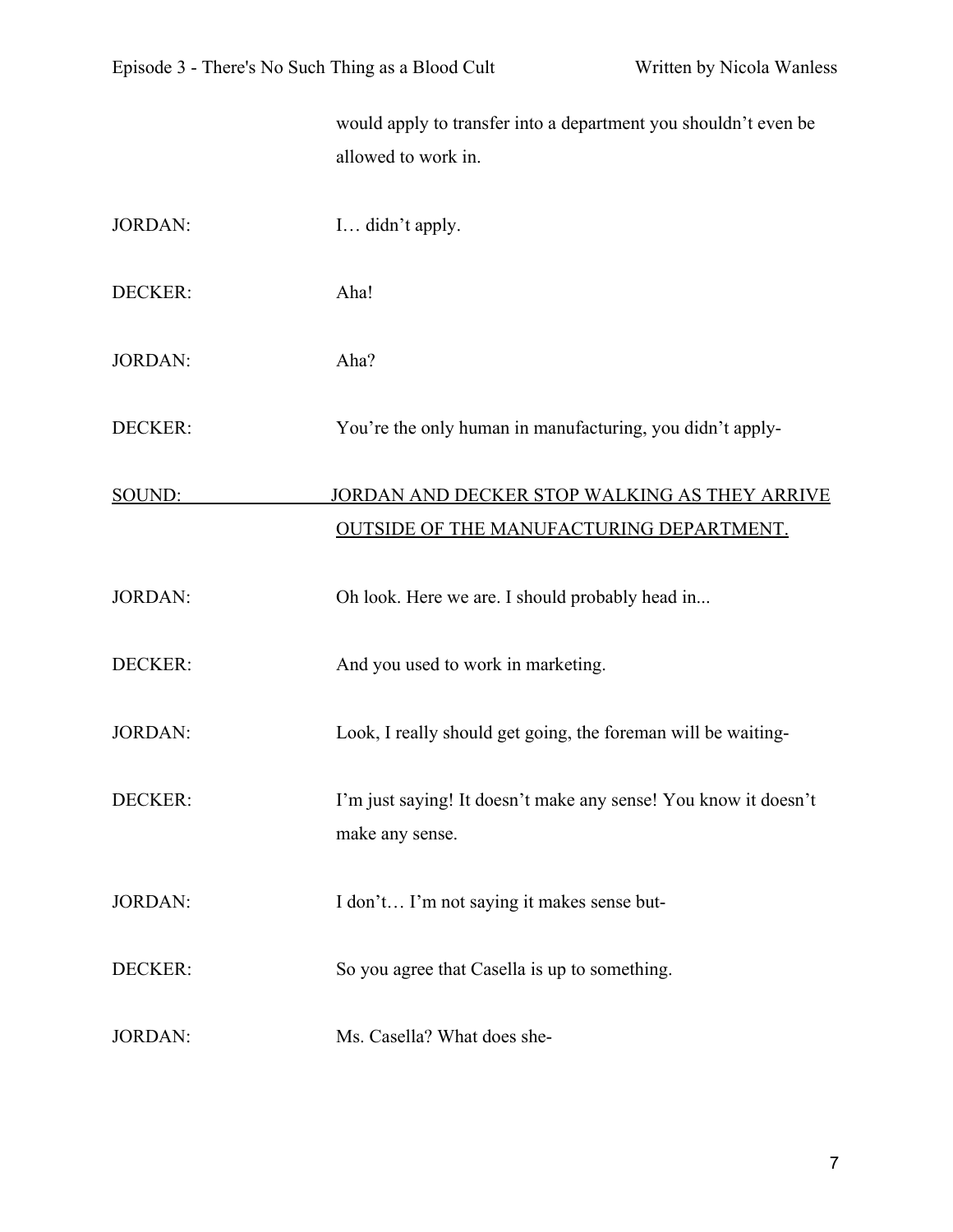would apply to transfer into a department you shouldn't even be allowed to work in.

JORDAN: I… didn't apply.

DECKER: Aha!

JORDAN: Aha?

DECKER: You're the only human in manufacturing, you didn't apply-

SOUND: JORDAN AND DECKER STOP WALKING AS THEY ARRIVE OUTSIDE OF THE MANUFACTURING DEPARTMENT.

JORDAN: Oh look. Here we are. I should probably head in...

DECKER: And you used to work in marketing.

JORDAN: Look, I really should get going, the foreman will be waiting-

DECKER: I'm just saying! It doesn't make any sense! You know it doesn't make any sense.

JORDAN: I don't… I'm not saying it makes sense but-

DECKER: So you agree that Casella is up to something.

JORDAN: Ms. Casella? What does she-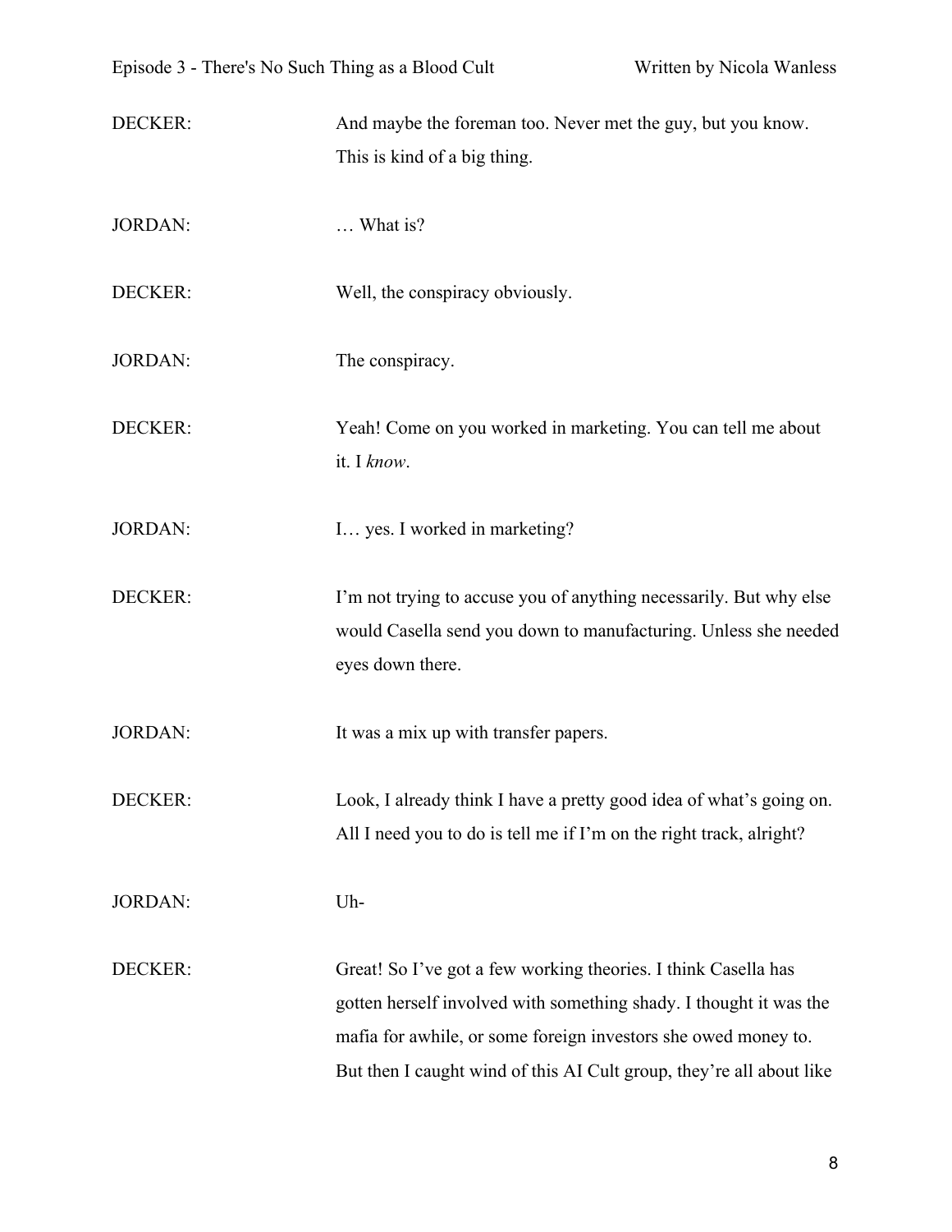DECKER: And maybe the foreman too. Never met the guy, but you know. This is kind of a big thing.

JORDAN: … What is?

DECKER: Well, the conspiracy obviously.

JORDAN: The conspiracy.

DECKER: Yeah! Come on you worked in marketing. You can tell me about it. I *know*.

JORDAN: I… yes. I worked in marketing?

DECKER: I'm not trying to accuse you of anything necessarily. But why else would Casella send you down to manufacturing. Unless she needed eyes down there.

JORDAN: It was a mix up with transfer papers.

DECKER: Look, I already think I have a pretty good idea of what's going on. All I need you to do is tell me if I'm on the right track, alright?

JORDAN: Uh-

DECKER: Great! So I've got a few working theories. I think Casella has gotten herself involved with something shady. I thought it was the mafia for awhile, or some foreign investors she owed money to. But then I caught wind of this AI Cult group, they're all about like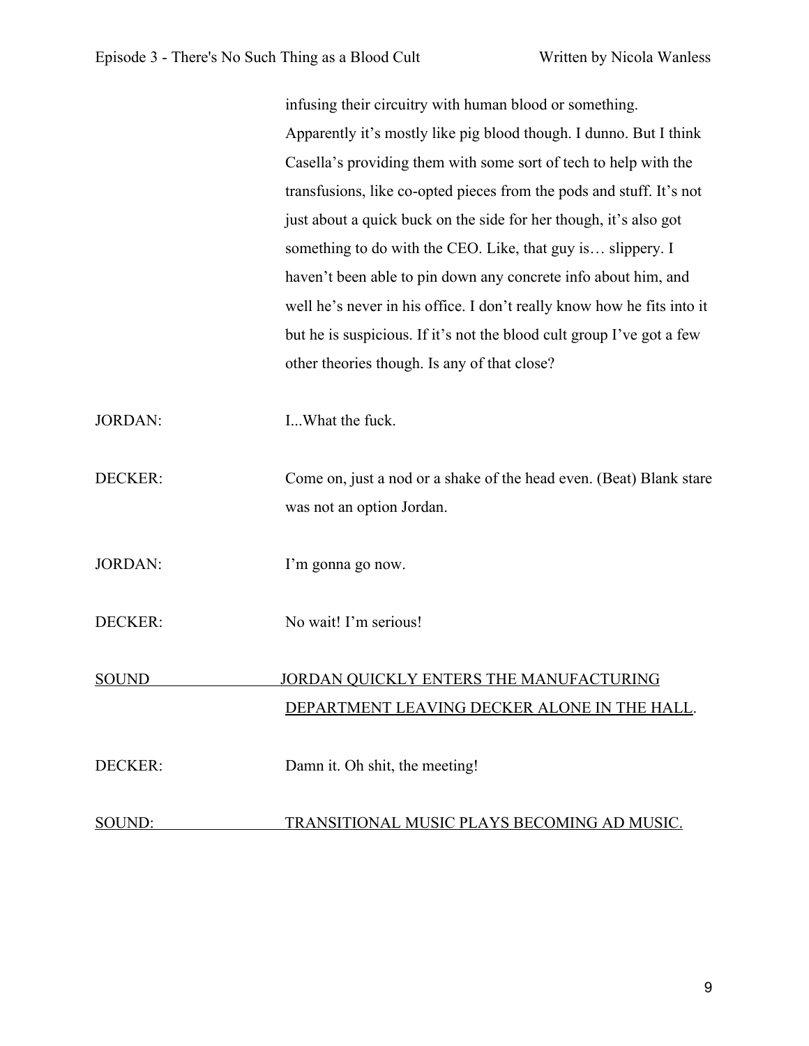infusing their circuitry with human blood or something. Apparently it's mostly like pig blood though. I dunno. But I think Casella's providing them with some sort of tech to help with the transfusions, like co-opted pieces from the pods and stuff. It's not just about a quick buck on the side for her though, it's also got something to do with the CEO. Like, that guy is… slippery. I haven't been able to pin down any concrete info about him, and well he's never in his office. I don't really know how he fits into it but he is suspicious. If it's not the blood cult group I've got a few other theories though. Is any of that close?

JORDAN: I...What the fuck.

DECKER: Come on, just a nod or a shake of the head even. (Beat) Blank stare was not an option Jordan.

JORDAN: I'm gonna go now.

DECKER: No wait! I'm serious!

<u>SOUND JORDAN QUICKLY ENTERS THE MANUFACTURING DEPARTMENT LEAVING DECKER ALONE IN THE HALL</u>.

DECKER: Damn it. Oh shit, the meeting!

<u>SOUND: TRANSITIONAL MUSIC PLAYS BECOMING AD MUSIC.</u>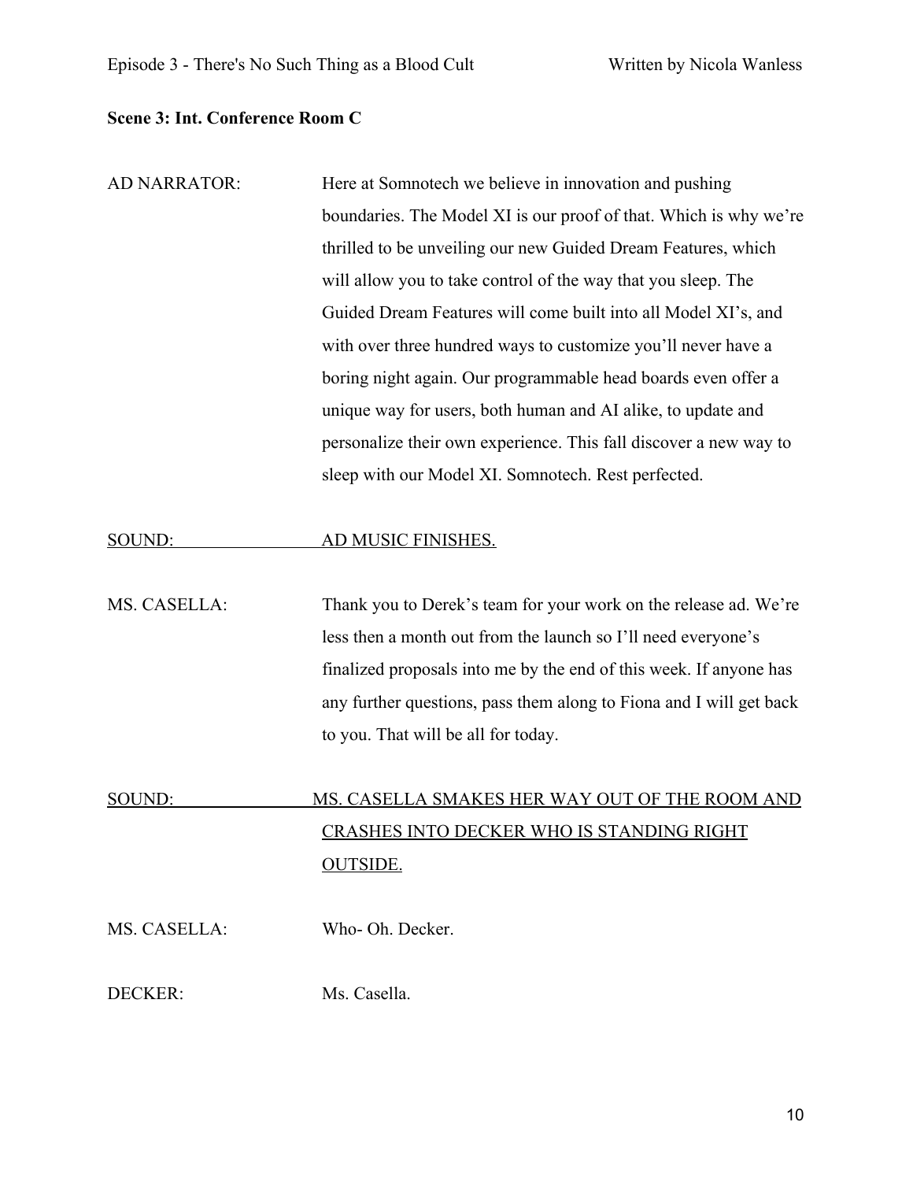**Scene 3: Int. Conference Room C**

AD NARRATOR: Here at Somnotech we believe in innovation and pushing boundaries. The Model XI is our proof of that. Which is why we're thrilled to be unveiling our new Guided Dream Features, which will allow you to take control of the way that you sleep. The Guided Dream Features will come built into all Model XI's, and with over three hundred ways to customize you'll never have a boring night again. Our programmable head boards even offer a unique way for users, both human and AI alike, to update and personalize their own experience. This fall discover a new way to sleep with our Model XI. Somnotech. Rest perfected.

<u>SOUND: AD MUSIC FINISHES.</u>

MS. CASELLA: Thank you to Derek's team for your work on the release ad. We're less then a month out from the launch so I'll need everyone's finalized proposals into me by the end of this week. If anyone has any further questions, pass them along to Fiona and I will get back to you. That will be all for today.

<u>SOUND: MS. CASELLA SMAKES HER WAY OUT OF THE ROOM AND CRASHES INTO DECKER WHO IS STANDING RIGHT OUTSIDE.</u>

MS. CASELLA: Who- Oh. Decker.

DECKER: Ms. Casella.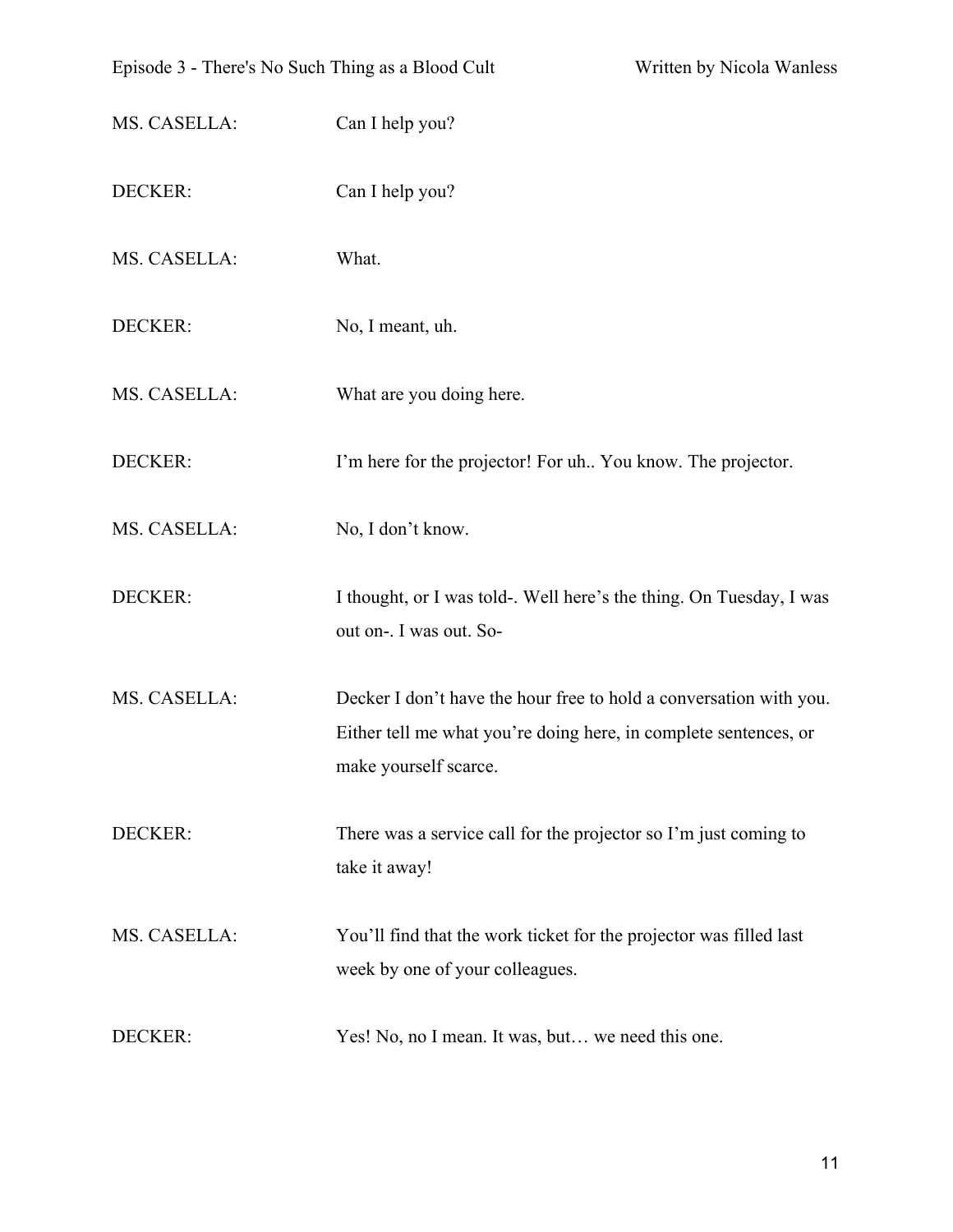MS. CASELLA: Can I help you?

DECKER: Can I help you?

MS. CASELLA: What.

DECKER: No, I meant, uh.

MS. CASELLA: What are you doing here.

DECKER: I'm here for the projector! For uh.. You know. The projector.

MS. CASELLA: No, I don't know.

DECKER: I thought, or I was told-. Well here's the thing. On Tuesday, I was out on-. I was out. So-

MS. CASELLA: Decker I don't have the hour free to hold a conversation with you. Either tell me what you're doing here, in complete sentences, or make yourself scarce.

DECKER: There was a service call for the projector so I'm just coming to take it away!

MS. CASELLA: You'll find that the work ticket for the projector was filled last week by one of your colleagues.

DECKER: Yes! No, no I mean. It was, but… we need this one.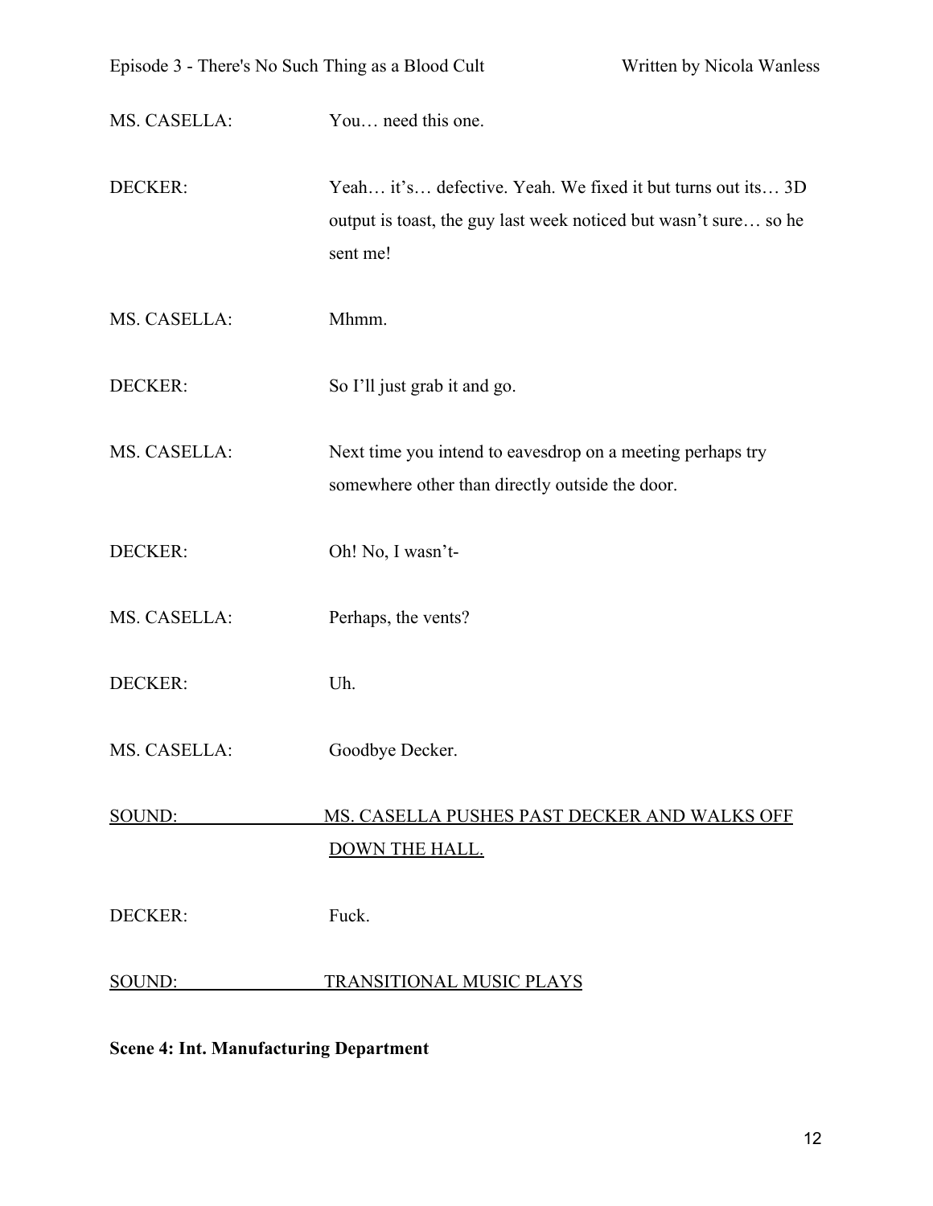MS. CASELLA: You… need this one.

DECKER: Yeah… it's… defective. Yeah. We fixed it but turns out its… 3D output is toast, the guy last week noticed but wasn't sure… so he sent me!

MS. CASELLA: Mhmm.

DECKER: So I'll just grab it and go.

MS. CASELLA: Next time you intend to eavesdrop on a meeting perhaps try somewhere other than directly outside the door.

DECKER: Oh! No, I wasn't-

MS. CASELLA: Perhaps, the vents?

DECKER: Uh.

MS. CASELLA: Goodbye Decker.

<u>SOUND: MS. CASELLA PUSHES PAST DECKER AND WALKS OFF DOWN THE HALL.</u>

DECKER: Fuck.

<u>SOUND: TRANSITIONAL MUSIC PLAYS</u>

**Scene 4: Int. Manufacturing Department**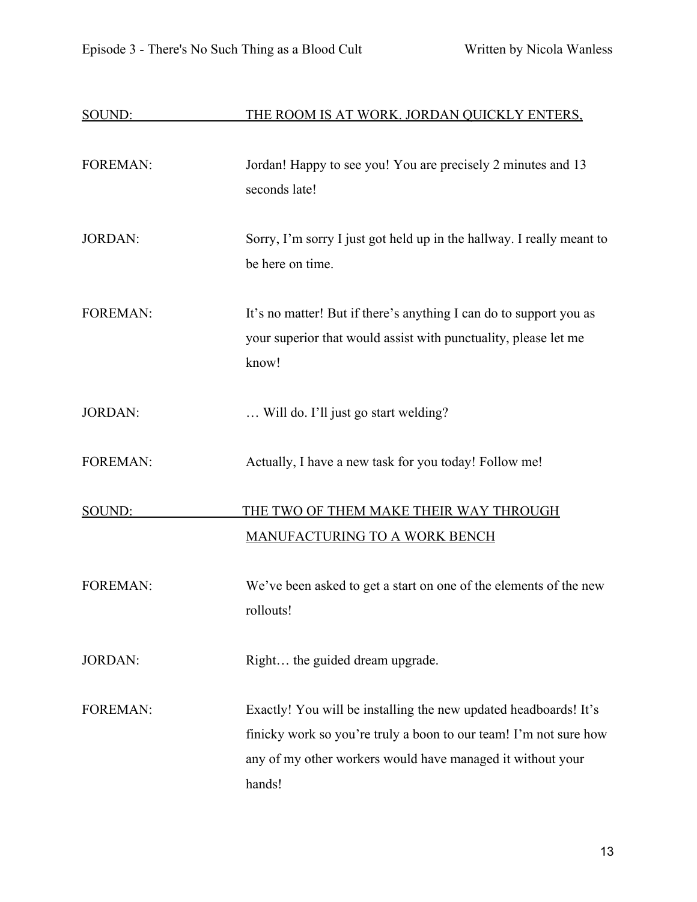SOUND: THE ROOM IS AT WORK. JORDAN QUICKLY ENTERS.

FOREMAN: Jordan! Happy to see you! You are precisely 2 minutes and 13 seconds late!

JORDAN: Sorry, I'm sorry I just got held up in the hallway. I really meant to be here on time.

FOREMAN: It's no matter! But if there's anything I can do to support you as your superior that would assist with punctuality, please let me know!

JORDAN: … Will do. I'll just go start welding?

FOREMAN: Actually, I have a new task for you today! Follow me!

SOUND: THE TWO OF THEM MAKE THEIR WAY THROUGH MANUFACTURING TO A WORK BENCH

FOREMAN: We've been asked to get a start on one of the elements of the new rollouts!

JORDAN: Right… the guided dream upgrade.

FOREMAN: Exactly! You will be installing the new updated headboards! It's finicky work so you're truly a boon to our team! I'm not sure how any of my other workers would have managed it without your hands!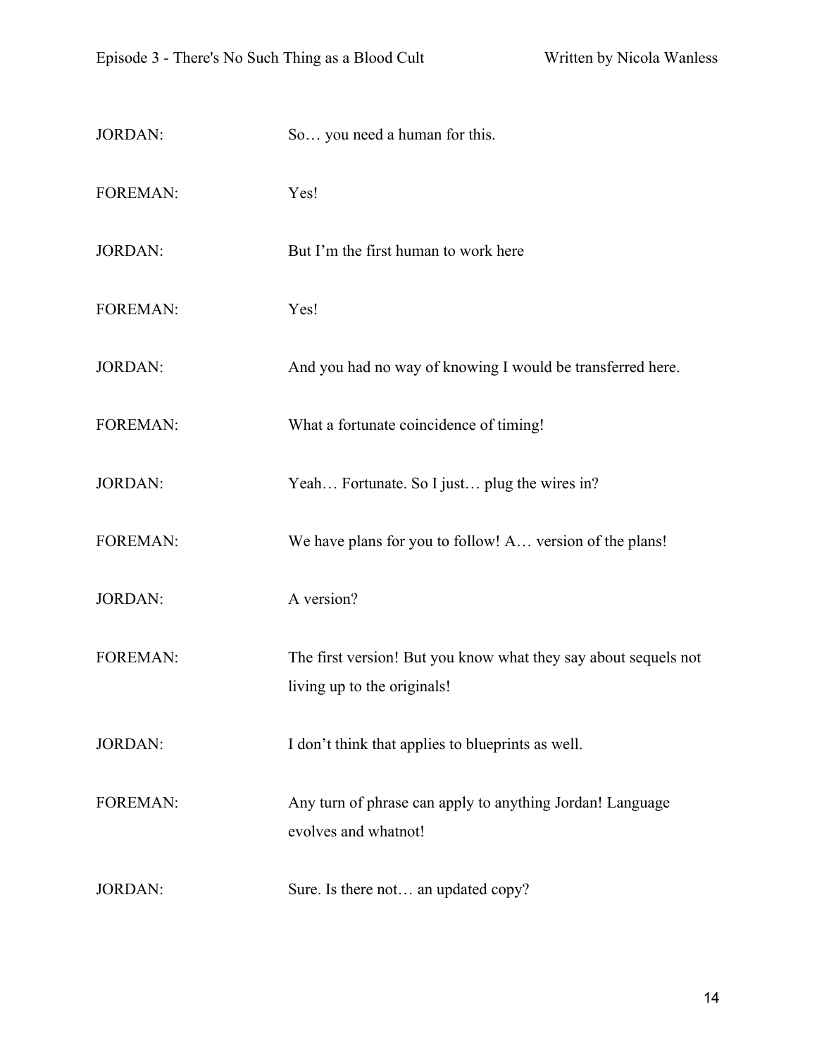JORDAN: So… you need a human for this.

FOREMAN: Yes!

JORDAN: But I'm the first human to work here

FOREMAN: Yes!

JORDAN: And you had no way of knowing I would be transferred here.

FOREMAN: What a fortunate coincidence of timing!

JORDAN: Yeah… Fortunate. So I just… plug the wires in?

FOREMAN: We have plans for you to follow! A… version of the plans!

JORDAN: A version?

FOREMAN: The first version! But you know what they say about sequels not living up to the originals!

JORDAN: I don't think that applies to blueprints as well.

FOREMAN: Any turn of phrase can apply to anything Jordan! Language evolves and whatnot!

JORDAN: Sure. Is there not… an updated copy?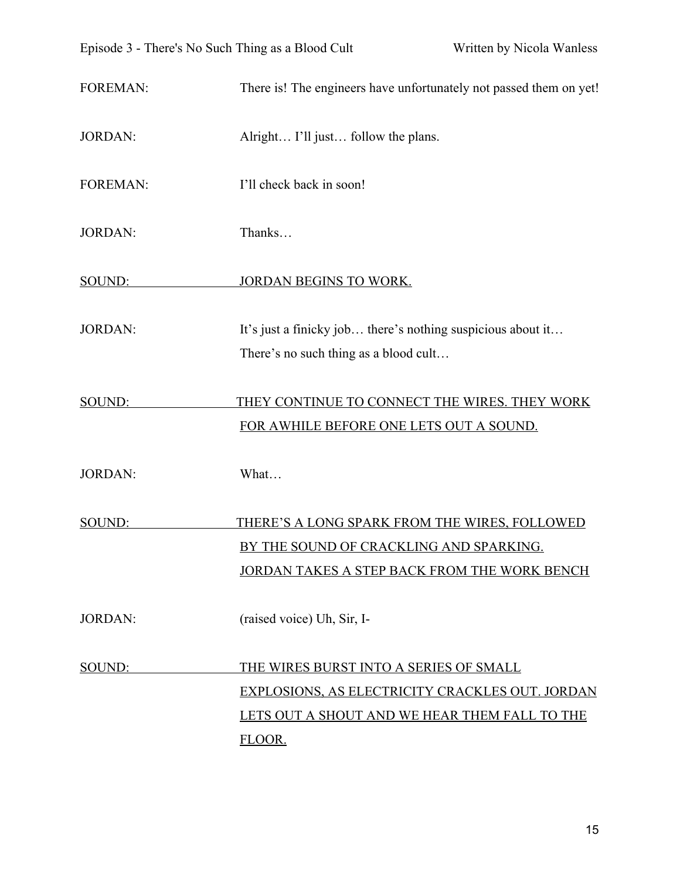FOREMAN: There is! The engineers have unfortunately not passed them on yet!

JORDAN: Alright… I'll just… follow the plans.

FOREMAN: I'll check back in soon!

JORDAN: Thanks…

<u>SOUND: JORDAN BEGINS TO WORK.</u>

JORDAN: It's just a finicky job… there's nothing suspicious about it… There's no such thing as a blood cult…

<u>SOUND: THEY CONTINUE TO CONNECT THE WIRES. THEY WORK FOR AWHILE BEFORE ONE LETS OUT A SOUND.</u>

JORDAN: What…

<u>SOUND: THERE'S A LONG SPARK FROM THE WIRES, FOLLOWED BY THE SOUND OF CRACKLING AND SPARKING. JORDAN TAKES A STEP BACK FROM THE WORK BENCH</u>

JORDAN: (raised voice) Uh, Sir, I-

<u>SOUND: THE WIRES BURST INTO A SERIES OF SMALL EXPLOSIONS, AS ELECTRICITY CRACKLES OUT. JORDAN LETS OUT A SHOUT AND WE HEAR THEM FALL TO THE FLOOR.</u>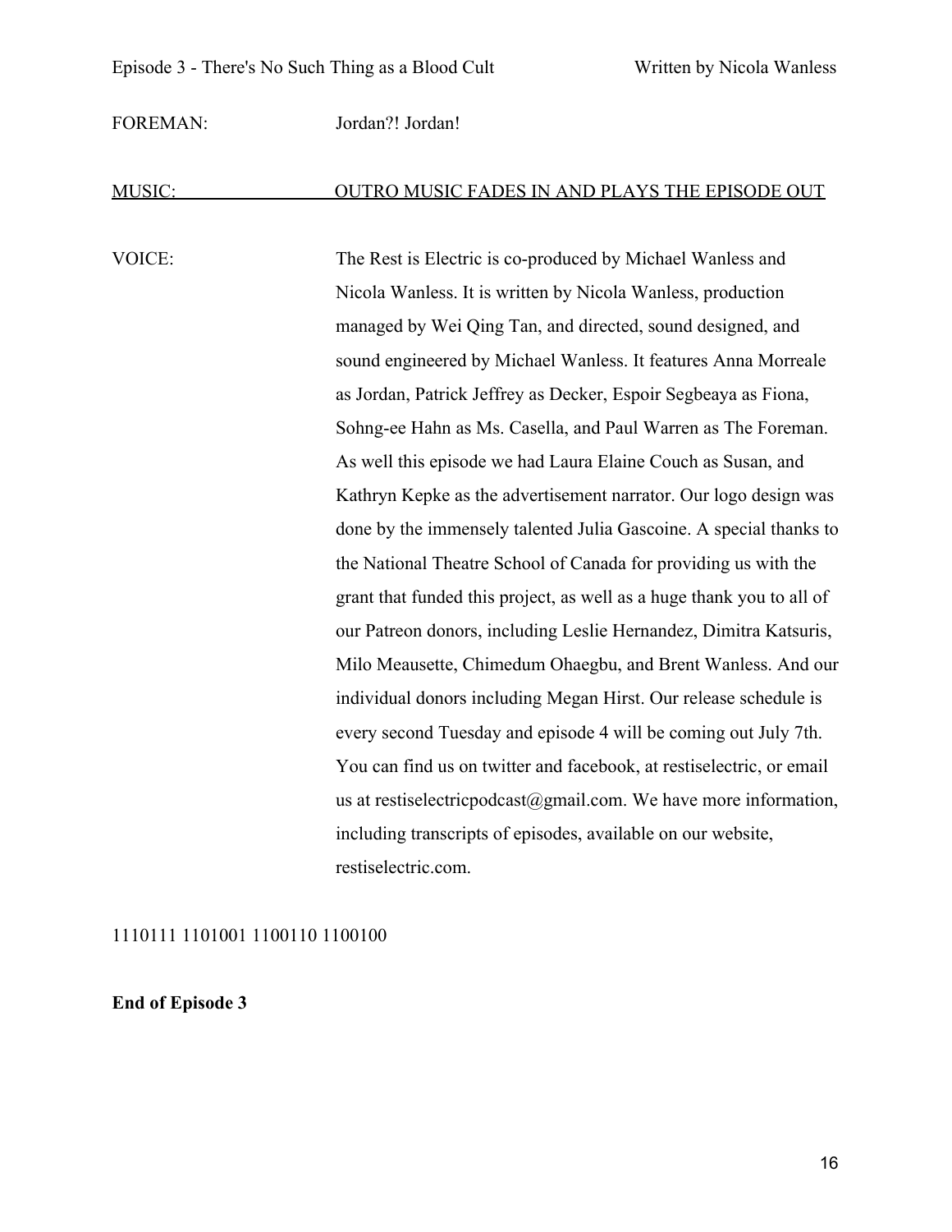FOREMAN: Jordan?! Jordan!

MUSIC: OUTRO MUSIC FADES IN AND PLAYS THE EPISODE OUT

VOICE: The Rest is Electric is co-produced by Michael Wanless and Nicola Wanless. It is written by Nicola Wanless, production managed by Wei Qing Tan, and directed, sound designed, and sound engineered by Michael Wanless. It features Anna Morreale as Jordan, Patrick Jeffrey as Decker, Espoir Segbeaya as Fiona, Sohng-ee Hahn as Ms. Casella, and Paul Warren as The Foreman. As well this episode we had Laura Elaine Couch as Susan, and Kathryn Kepke as the advertisement narrator. Our logo design was done by the immensely talented Julia Gascoine. A special thanks to the National Theatre School of Canada for providing us with the grant that funded this project, as well as a huge thank you to all of our Patreon donors, including Leslie Hernandez, Dimitra Katsuris, Milo Meausette, Chimedum Ohaegbu, and Brent Wanless. And our individual donors including Megan Hirst. Our release schedule is every second Tuesday and episode 4 will be coming out July 7th. You can find us on twitter and facebook, at restiselectric, or email us at restiselectricpodcast@gmail.com. We have more information, including transcripts of episodes, available on our website, restiselectric.com.

1110111 1101001 1100110 1100100

**End of Episode 3**